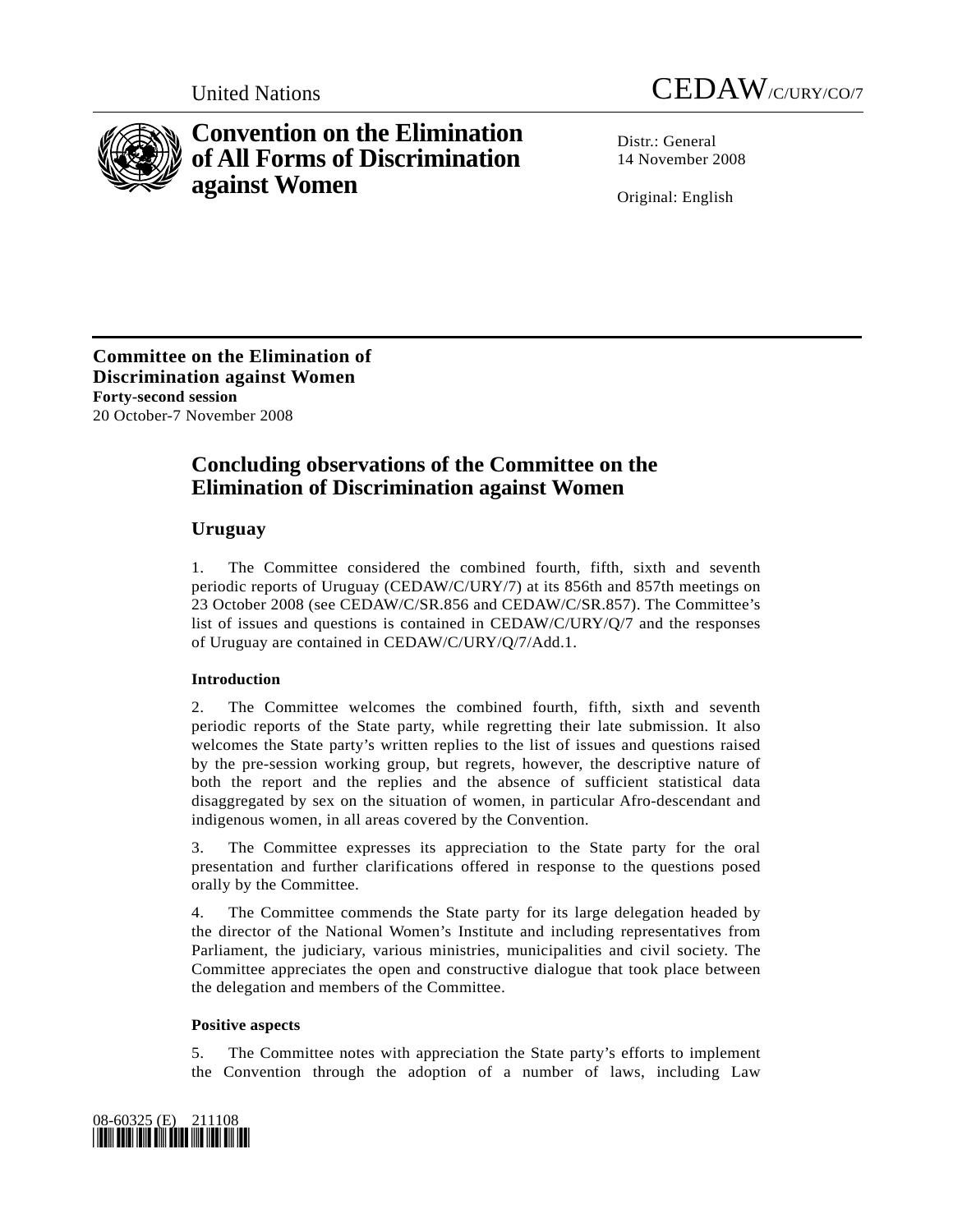United Nations

CEDAW/C/URY/CO/7

# Convention on the Elimination of All Forms of Discrimination against Women

Distr.: General
14 November 2008

Original: English

**Committee on the Elimination of Discrimination against Women**
**Forty-second session**
20 October-7 November 2008

## Concluding observations of the Committee on the Elimination of Discrimination against Women

### Uruguay

1. The Committee considered the combined fourth, fifth, sixth and seventh periodic reports of Uruguay (CEDAW/C/URY/7) at its 856th and 857th meetings on 23 October 2008 (see CEDAW/C/SR.856 and CEDAW/C/SR.857). The Committee's list of issues and questions is contained in CEDAW/C/URY/Q/7 and the responses of Uruguay are contained in CEDAW/C/URY/Q/7/Add.1.

#### Introduction

2. The Committee welcomes the combined fourth, fifth, sixth and seventh periodic reports of the State party, while regretting their late submission. It also welcomes the State party's written replies to the list of issues and questions raised by the pre-session working group, but regrets, however, the descriptive nature of both the report and the replies and the absence of sufficient statistical data disaggregated by sex on the situation of women, in particular Afro-descendant and indigenous women, in all areas covered by the Convention.

3. The Committee expresses its appreciation to the State party for the oral presentation and further clarifications offered in response to the questions posed orally by the Committee.

4. The Committee commends the State party for its large delegation headed by the director of the National Women's Institute and including representatives from Parliament, the judiciary, various ministries, municipalities and civil society. The Committee appreciates the open and constructive dialogue that took place between the delegation and members of the Committee.

#### Positive aspects

5. The Committee notes with appreciation the State party's efforts to implement the Convention through the adoption of a number of laws, including Law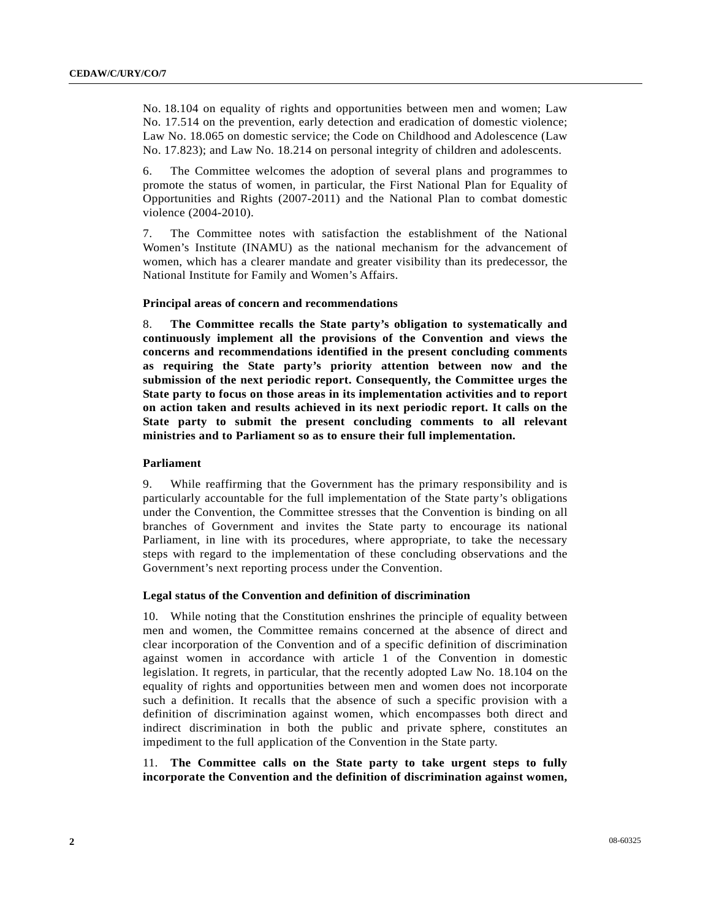No. 18.104 on equality of rights and opportunities between men and women; Law No. 17.514 on the prevention, early detection and eradication of domestic violence; Law No. 18.065 on domestic service; the Code on Childhood and Adolescence (Law No. 17.823); and Law No. 18.214 on personal integrity of children and adolescents.

6. The Committee welcomes the adoption of several plans and programmes to promote the status of women, in particular, the First National Plan for Equality of Opportunities and Rights (2007-2011) and the National Plan to combat domestic violence (2004-2010).

7. The Committee notes with satisfaction the establishment of the National Women's Institute (INAMU) as the national mechanism for the advancement of women, which has a clearer mandate and greater visibility than its predecessor, the National Institute for Family and Women's Affairs.

**Principal areas of concern and recommendations**

8. **The Committee recalls the State party's obligation to systematically and continuously implement all the provisions of the Convention and views the concerns and recommendations identified in the present concluding comments as requiring the State party's priority attention between now and the submission of the next periodic report. Consequently, the Committee urges the State party to focus on those areas in its implementation activities and to report on action taken and results achieved in its next periodic report. It calls on the State party to submit the present concluding comments to all relevant ministries and to Parliament so as to ensure their full implementation.**

**Parliament**

9. While reaffirming that the Government has the primary responsibility and is particularly accountable for the full implementation of the State party's obligations under the Convention, the Committee stresses that the Convention is binding on all branches of Government and invites the State party to encourage its national Parliament, in line with its procedures, where appropriate, to take the necessary steps with regard to the implementation of these concluding observations and the Government's next reporting process under the Convention.

**Legal status of the Convention and definition of discrimination**

10. While noting that the Constitution enshrines the principle of equality between men and women, the Committee remains concerned at the absence of direct and clear incorporation of the Convention and of a specific definition of discrimination against women in accordance with article 1 of the Convention in domestic legislation. It regrets, in particular, that the recently adopted Law No. 18.104 on the equality of rights and opportunities between men and women does not incorporate such a definition. It recalls that the absence of such a specific provision with a definition of discrimination against women, which encompasses both direct and indirect discrimination in both the public and private sphere, constitutes an impediment to the full application of the Convention in the State party.

11. **The Committee calls on the State party to take urgent steps to fully incorporate the Convention and the definition of discrimination against women,**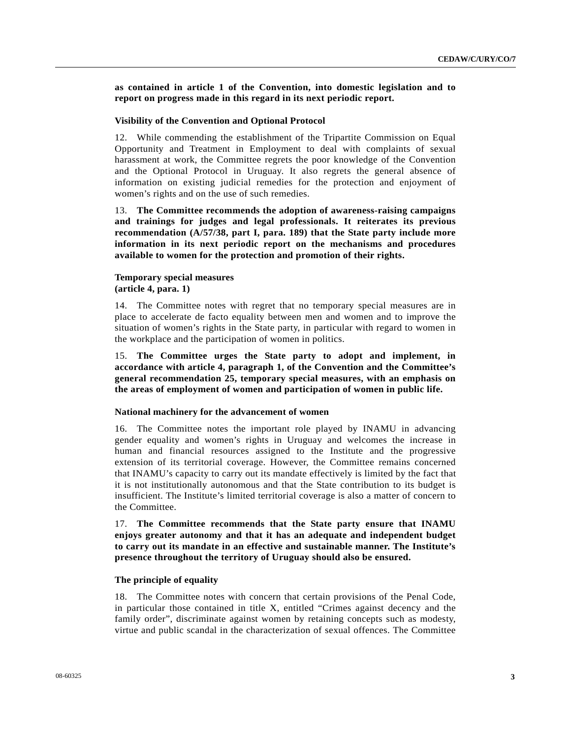**as contained in article 1 of the Convention, into domestic legislation and to report on progress made in this regard in its next periodic report.**

### Visibility of the Convention and Optional Protocol

12. While commending the establishment of the Tripartite Commission on Equal Opportunity and Treatment in Employment to deal with complaints of sexual harassment at work, the Committee regrets the poor knowledge of the Convention and the Optional Protocol in Uruguay. It also regrets the general absence of information on existing judicial remedies for the protection and enjoyment of women's rights and on the use of such remedies.

13. **The Committee recommends the adoption of awareness-raising campaigns and trainings for judges and legal professionals. It reiterates its previous recommendation (A/57/38, part I, para. 189) that the State party include more information in its next periodic report on the mechanisms and procedures available to women for the protection and promotion of their rights.**

### Temporary special measures (article 4, para. 1)

14. The Committee notes with regret that no temporary special measures are in place to accelerate de facto equality between men and women and to improve the situation of women's rights in the State party, in particular with regard to women in the workplace and the participation of women in politics.

15. **The Committee urges the State party to adopt and implement, in accordance with article 4, paragraph 1, of the Convention and the Committee's general recommendation 25, temporary special measures, with an emphasis on the areas of employment of women and participation of women in public life.**

### National machinery for the advancement of women

16. The Committee notes the important role played by INAMU in advancing gender equality and women's rights in Uruguay and welcomes the increase in human and financial resources assigned to the Institute and the progressive extension of its territorial coverage. However, the Committee remains concerned that INAMU's capacity to carry out its mandate effectively is limited by the fact that it is not institutionally autonomous and that the State contribution to its budget is insufficient. The Institute's limited territorial coverage is also a matter of concern to the Committee.

17. **The Committee recommends that the State party ensure that INAMU enjoys greater autonomy and that it has an adequate and independent budget to carry out its mandate in an effective and sustainable manner. The Institute's presence throughout the territory of Uruguay should also be ensured.**

### The principle of equality

18. The Committee notes with concern that certain provisions of the Penal Code, in particular those contained in title X, entitled "Crimes against decency and the family order", discriminate against women by retaining concepts such as modesty, virtue and public scandal in the characterization of sexual offences. The Committee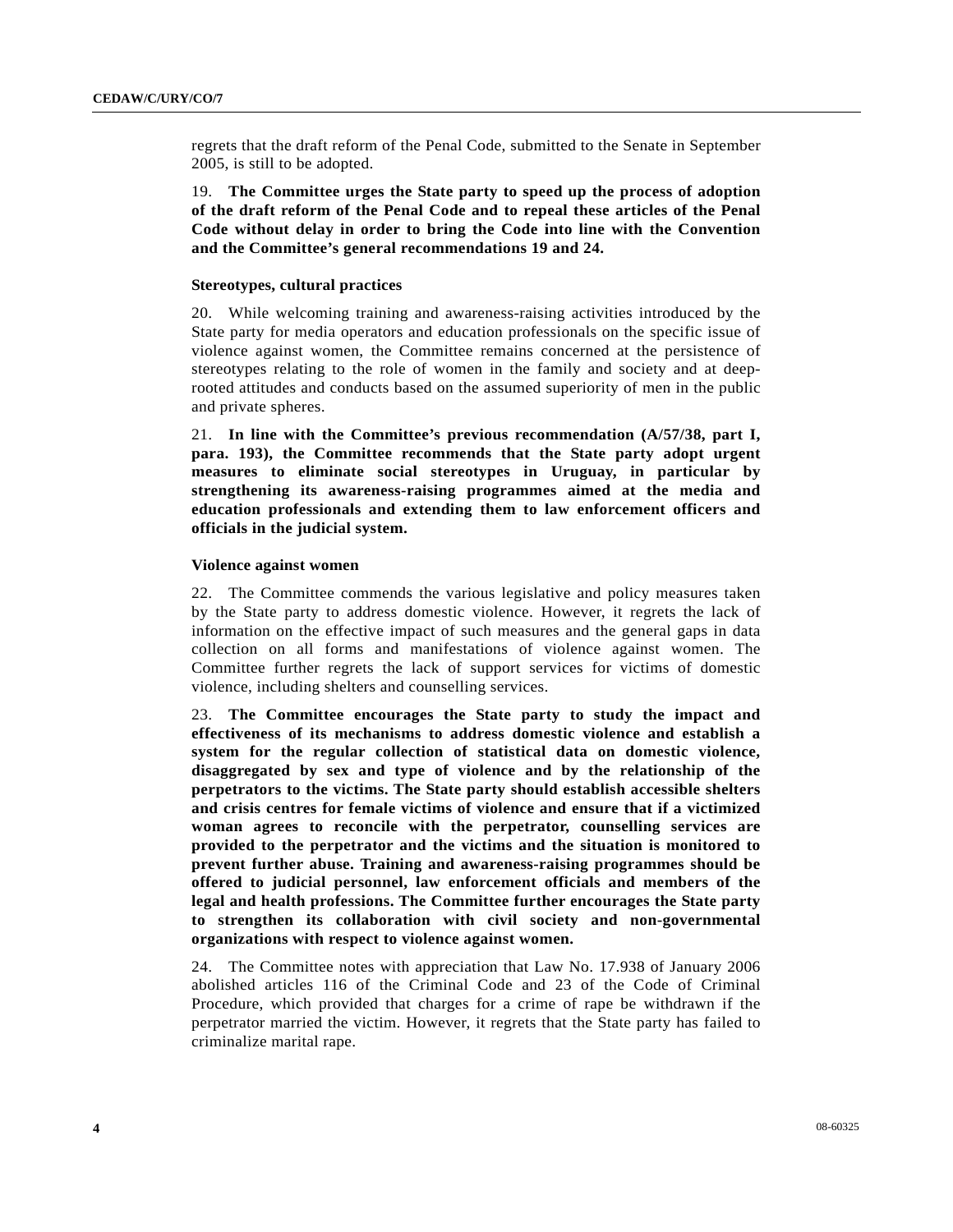regrets that the draft reform of the Penal Code, submitted to the Senate in September 2005, is still to be adopted.

19. **The Committee urges the State party to speed up the process of adoption of the draft reform of the Penal Code and to repeal these articles of the Penal Code without delay in order to bring the Code into line with the Convention and the Committee's general recommendations 19 and 24.**

#### Stereotypes, cultural practices

20. While welcoming training and awareness-raising activities introduced by the State party for media operators and education professionals on the specific issue of violence against women, the Committee remains concerned at the persistence of stereotypes relating to the role of women in the family and society and at deep-rooted attitudes and conducts based on the assumed superiority of men in the public and private spheres.

21. **In line with the Committee's previous recommendation (A/57/38, part I, para. 193), the Committee recommends that the State party adopt urgent measures to eliminate social stereotypes in Uruguay, in particular by strengthening its awareness-raising programmes aimed at the media and education professionals and extending them to law enforcement officers and officials in the judicial system.**

#### Violence against women

22. The Committee commends the various legislative and policy measures taken by the State party to address domestic violence. However, it regrets the lack of information on the effective impact of such measures and the general gaps in data collection on all forms and manifestations of violence against women. The Committee further regrets the lack of support services for victims of domestic violence, including shelters and counselling services.

23. **The Committee encourages the State party to study the impact and effectiveness of its mechanisms to address domestic violence and establish a system for the regular collection of statistical data on domestic violence, disaggregated by sex and type of violence and by the relationship of the perpetrators to the victims. The State party should establish accessible shelters and crisis centres for female victims of violence and ensure that if a victimized woman agrees to reconcile with the perpetrator, counselling services are provided to the perpetrator and the victims and the situation is monitored to prevent further abuse. Training and awareness-raising programmes should be offered to judicial personnel, law enforcement officials and members of the legal and health professions. The Committee further encourages the State party to strengthen its collaboration with civil society and non-governmental organizations with respect to violence against women.**

24. The Committee notes with appreciation that Law No. 17.938 of January 2006 abolished articles 116 of the Criminal Code and 23 of the Code of Criminal Procedure, which provided that charges for a crime of rape be withdrawn if the perpetrator married the victim. However, it regrets that the State party has failed to criminalize marital rape.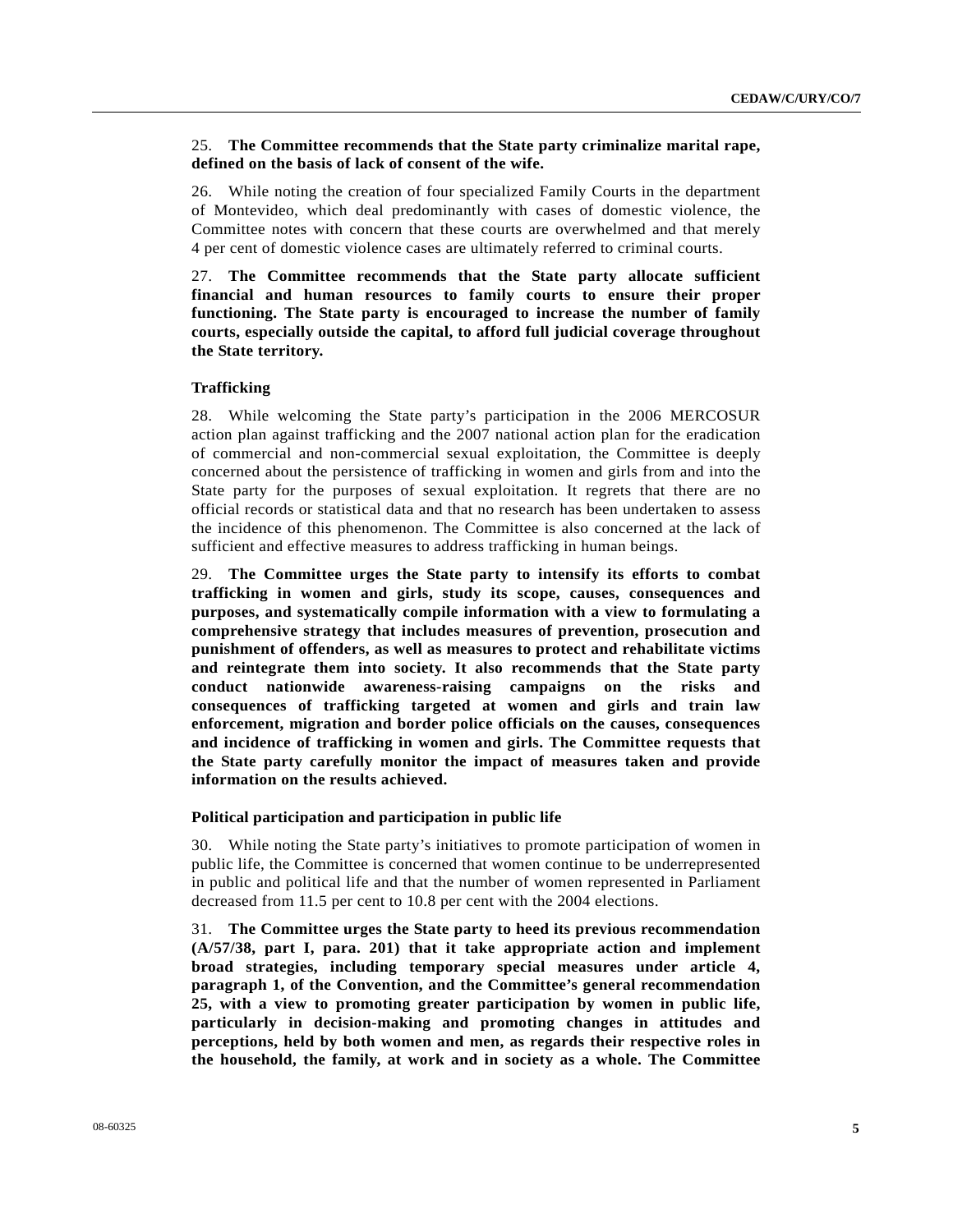25. **The Committee recommends that the State party criminalize marital rape, defined on the basis of lack of consent of the wife.**

26. While noting the creation of four specialized Family Courts in the department of Montevideo, which deal predominantly with cases of domestic violence, the Committee notes with concern that these courts are overwhelmed and that merely 4 per cent of domestic violence cases are ultimately referred to criminal courts.

27. **The Committee recommends that the State party allocate sufficient financial and human resources to family courts to ensure their proper functioning. The State party is encouraged to increase the number of family courts, especially outside the capital, to afford full judicial coverage throughout the State territory.**

### Trafficking

28. While welcoming the State party's participation in the 2006 MERCOSUR action plan against trafficking and the 2007 national action plan for the eradication of commercial and non-commercial sexual exploitation, the Committee is deeply concerned about the persistence of trafficking in women and girls from and into the State party for the purposes of sexual exploitation. It regrets that there are no official records or statistical data and that no research has been undertaken to assess the incidence of this phenomenon. The Committee is also concerned at the lack of sufficient and effective measures to address trafficking in human beings.

29. **The Committee urges the State party to intensify its efforts to combat trafficking in women and girls, study its scope, causes, consequences and purposes, and systematically compile information with a view to formulating a comprehensive strategy that includes measures of prevention, prosecution and punishment of offenders, as well as measures to protect and rehabilitate victims and reintegrate them into society. It also recommends that the State party conduct nationwide awareness-raising campaigns on the risks and consequences of trafficking targeted at women and girls and train law enforcement, migration and border police officials on the causes, consequences and incidence of trafficking in women and girls. The Committee requests that the State party carefully monitor the impact of measures taken and provide information on the results achieved.**

### Political participation and participation in public life

30. While noting the State party's initiatives to promote participation of women in public life, the Committee is concerned that women continue to be underrepresented in public and political life and that the number of women represented in Parliament decreased from 11.5 per cent to 10.8 per cent with the 2004 elections.

31. **The Committee urges the State party to heed its previous recommendation (A/57/38, part I, para. 201) that it take appropriate action and implement broad strategies, including temporary special measures under article 4, paragraph 1, of the Convention, and the Committee's general recommendation 25, with a view to promoting greater participation by women in public life, particularly in decision-making and promoting changes in attitudes and perceptions, held by both women and men, as regards their respective roles in the household, the family, at work and in society as a whole. The Committee**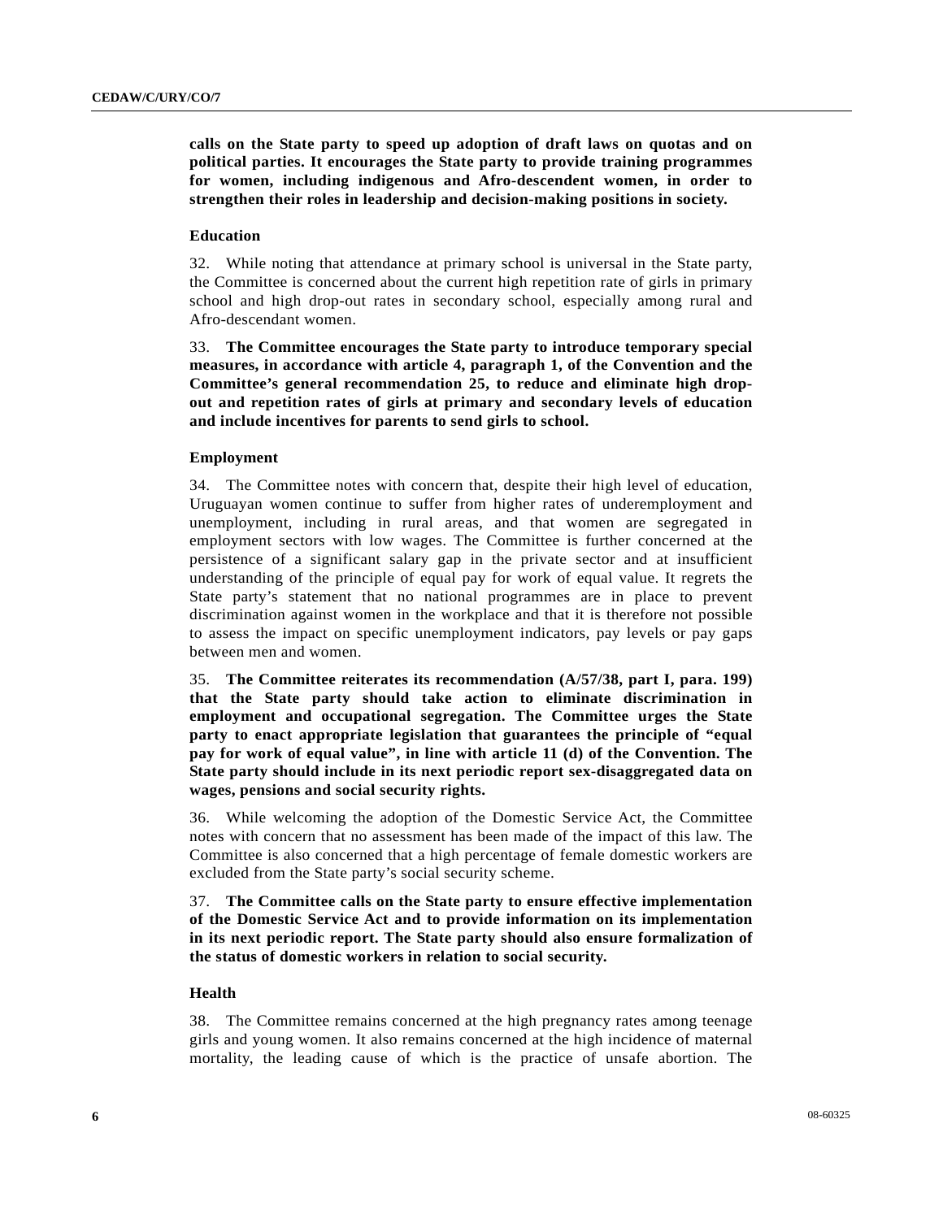**calls on the State party to speed up adoption of draft laws on quotas and on political parties. It encourages the State party to provide training programmes for women, including indigenous and Afro-descendent women, in order to strengthen their roles in leadership and decision-making positions in society.**

### Education

32. While noting that attendance at primary school is universal in the State party, the Committee is concerned about the current high repetition rate of girls in primary school and high drop-out rates in secondary school, especially among rural and Afro-descendant women.

33. **The Committee encourages the State party to introduce temporary special measures, in accordance with article 4, paragraph 1, of the Convention and the Committee's general recommendation 25, to reduce and eliminate high drop-out and repetition rates of girls at primary and secondary levels of education and include incentives for parents to send girls to school.**

### Employment

34. The Committee notes with concern that, despite their high level of education, Uruguayan women continue to suffer from higher rates of underemployment and unemployment, including in rural areas, and that women are segregated in employment sectors with low wages. The Committee is further concerned at the persistence of a significant salary gap in the private sector and at insufficient understanding of the principle of equal pay for work of equal value. It regrets the State party's statement that no national programmes are in place to prevent discrimination against women in the workplace and that it is therefore not possible to assess the impact on specific unemployment indicators, pay levels or pay gaps between men and women.

35. **The Committee reiterates its recommendation (A/57/38, part I, para. 199) that the State party should take action to eliminate discrimination in employment and occupational segregation. The Committee urges the State party to enact appropriate legislation that guarantees the principle of "equal pay for work of equal value", in line with article 11 (d) of the Convention. The State party should include in its next periodic report sex-disaggregated data on wages, pensions and social security rights.**

36. While welcoming the adoption of the Domestic Service Act, the Committee notes with concern that no assessment has been made of the impact of this law. The Committee is also concerned that a high percentage of female domestic workers are excluded from the State party's social security scheme.

37. **The Committee calls on the State party to ensure effective implementation of the Domestic Service Act and to provide information on its implementation in its next periodic report. The State party should also ensure formalization of the status of domestic workers in relation to social security.**

### Health

38. The Committee remains concerned at the high pregnancy rates among teenage girls and young women. It also remains concerned at the high incidence of maternal mortality, the leading cause of which is the practice of unsafe abortion. The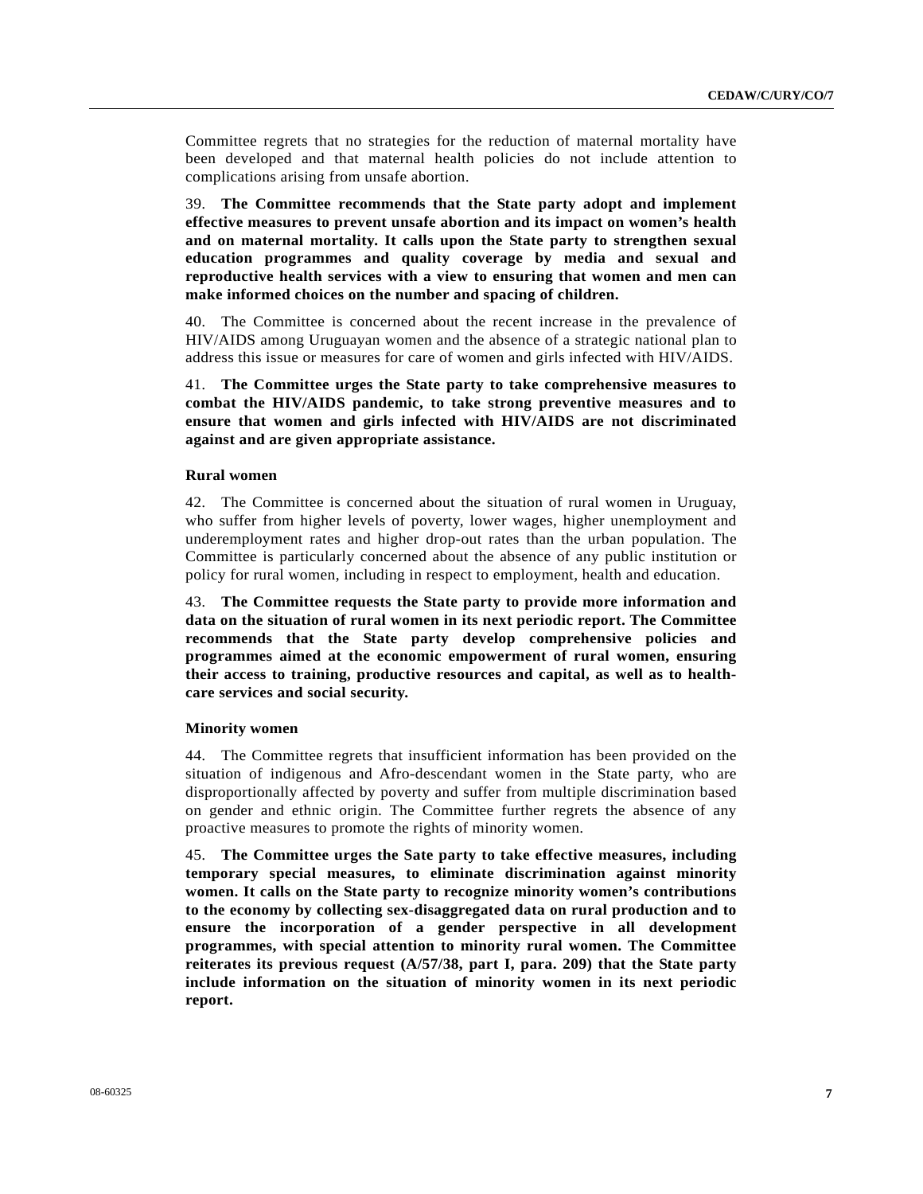Committee regrets that no strategies for the reduction of maternal mortality have been developed and that maternal health policies do not include attention to complications arising from unsafe abortion.

39. **The Committee recommends that the State party adopt and implement effective measures to prevent unsafe abortion and its impact on women's health and on maternal mortality. It calls upon the State party to strengthen sexual education programmes and quality coverage by media and sexual and reproductive health services with a view to ensuring that women and men can make informed choices on the number and spacing of children.**

40. The Committee is concerned about the recent increase in the prevalence of HIV/AIDS among Uruguayan women and the absence of a strategic national plan to address this issue or measures for care of women and girls infected with HIV/AIDS.

41. **The Committee urges the State party to take comprehensive measures to combat the HIV/AIDS pandemic, to take strong preventive measures and to ensure that women and girls infected with HIV/AIDS are not discriminated against and are given appropriate assistance.**

### Rural women

42. The Committee is concerned about the situation of rural women in Uruguay, who suffer from higher levels of poverty, lower wages, higher unemployment and underemployment rates and higher drop-out rates than the urban population. The Committee is particularly concerned about the absence of any public institution or policy for rural women, including in respect to employment, health and education.

43. **The Committee requests the State party to provide more information and data on the situation of rural women in its next periodic report. The Committee recommends that the State party develop comprehensive policies and programmes aimed at the economic empowerment of rural women, ensuring their access to training, productive resources and capital, as well as to health-care services and social security.**

### Minority women

44. The Committee regrets that insufficient information has been provided on the situation of indigenous and Afro-descendant women in the State party, who are disproportionally affected by poverty and suffer from multiple discrimination based on gender and ethnic origin. The Committee further regrets the absence of any proactive measures to promote the rights of minority women.

45. **The Committee urges the Sate party to take effective measures, including temporary special measures, to eliminate discrimination against minority women. It calls on the State party to recognize minority women's contributions to the economy by collecting sex-disaggregated data on rural production and to ensure the incorporation of a gender perspective in all development programmes, with special attention to minority rural women. The Committee reiterates its previous request (A/57/38, part I, para. 209) that the State party include information on the situation of minority women in its next periodic report.**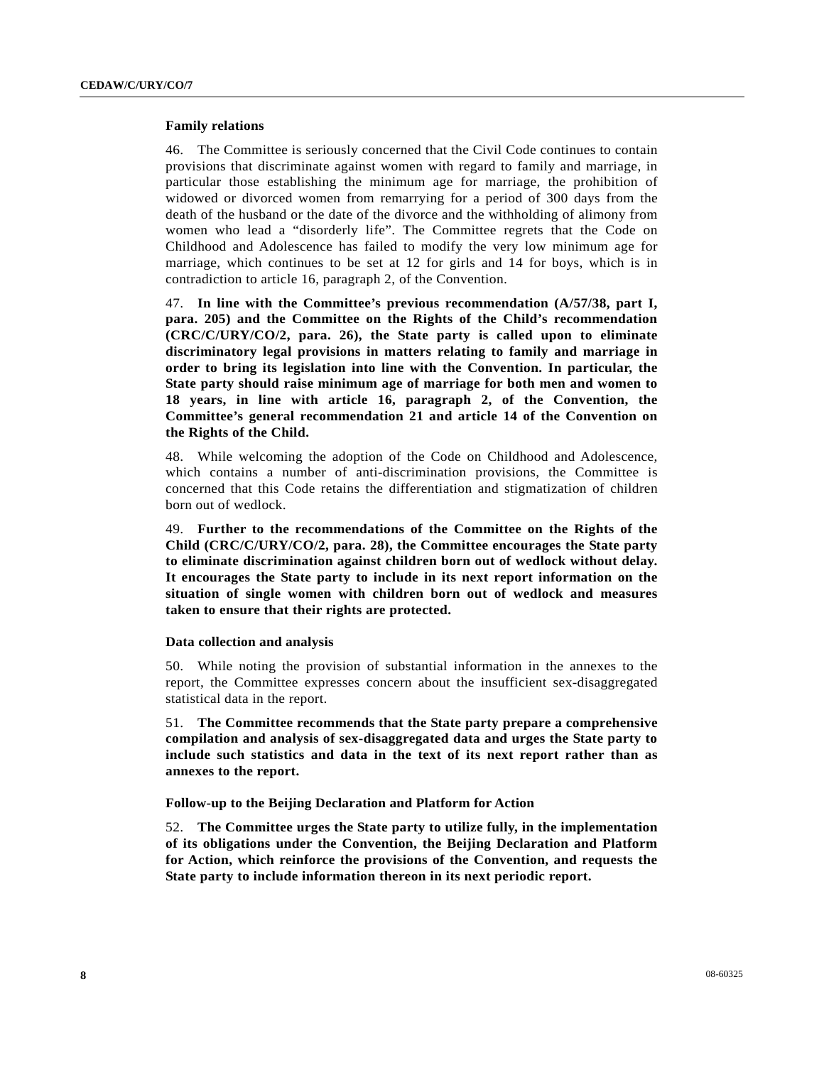#### Family relations

46. The Committee is seriously concerned that the Civil Code continues to contain provisions that discriminate against women with regard to family and marriage, in particular those establishing the minimum age for marriage, the prohibition of widowed or divorced women from remarrying for a period of 300 days from the death of the husband or the date of the divorce and the withholding of alimony from women who lead a "disorderly life". The Committee regrets that the Code on Childhood and Adolescence has failed to modify the very low minimum age for marriage, which continues to be set at 12 for girls and 14 for boys, which is in contradiction to article 16, paragraph 2, of the Convention.

47. **In line with the Committee's previous recommendation (A/57/38, part I, para. 205) and the Committee on the Rights of the Child's recommendation (CRC/C/URY/CO/2, para. 26), the State party is called upon to eliminate discriminatory legal provisions in matters relating to family and marriage in order to bring its legislation into line with the Convention. In particular, the State party should raise minimum age of marriage for both men and women to 18 years, in line with article 16, paragraph 2, of the Convention, the Committee's general recommendation 21 and article 14 of the Convention on the Rights of the Child.**

48. While welcoming the adoption of the Code on Childhood and Adolescence, which contains a number of anti-discrimination provisions, the Committee is concerned that this Code retains the differentiation and stigmatization of children born out of wedlock.

49. **Further to the recommendations of the Committee on the Rights of the Child (CRC/C/URY/CO/2, para. 28), the Committee encourages the State party to eliminate discrimination against children born out of wedlock without delay. It encourages the State party to include in its next report information on the situation of single women with children born out of wedlock and measures taken to ensure that their rights are protected.**

#### Data collection and analysis

50. While noting the provision of substantial information in the annexes to the report, the Committee expresses concern about the insufficient sex-disaggregated statistical data in the report.

51. **The Committee recommends that the State party prepare a comprehensive compilation and analysis of sex-disaggregated data and urges the State party to include such statistics and data in the text of its next report rather than as annexes to the report.**

#### Follow-up to the Beijing Declaration and Platform for Action

52. **The Committee urges the State party to utilize fully, in the implementation of its obligations under the Convention, the Beijing Declaration and Platform for Action, which reinforce the provisions of the Convention, and requests the State party to include information thereon in its next periodic report.**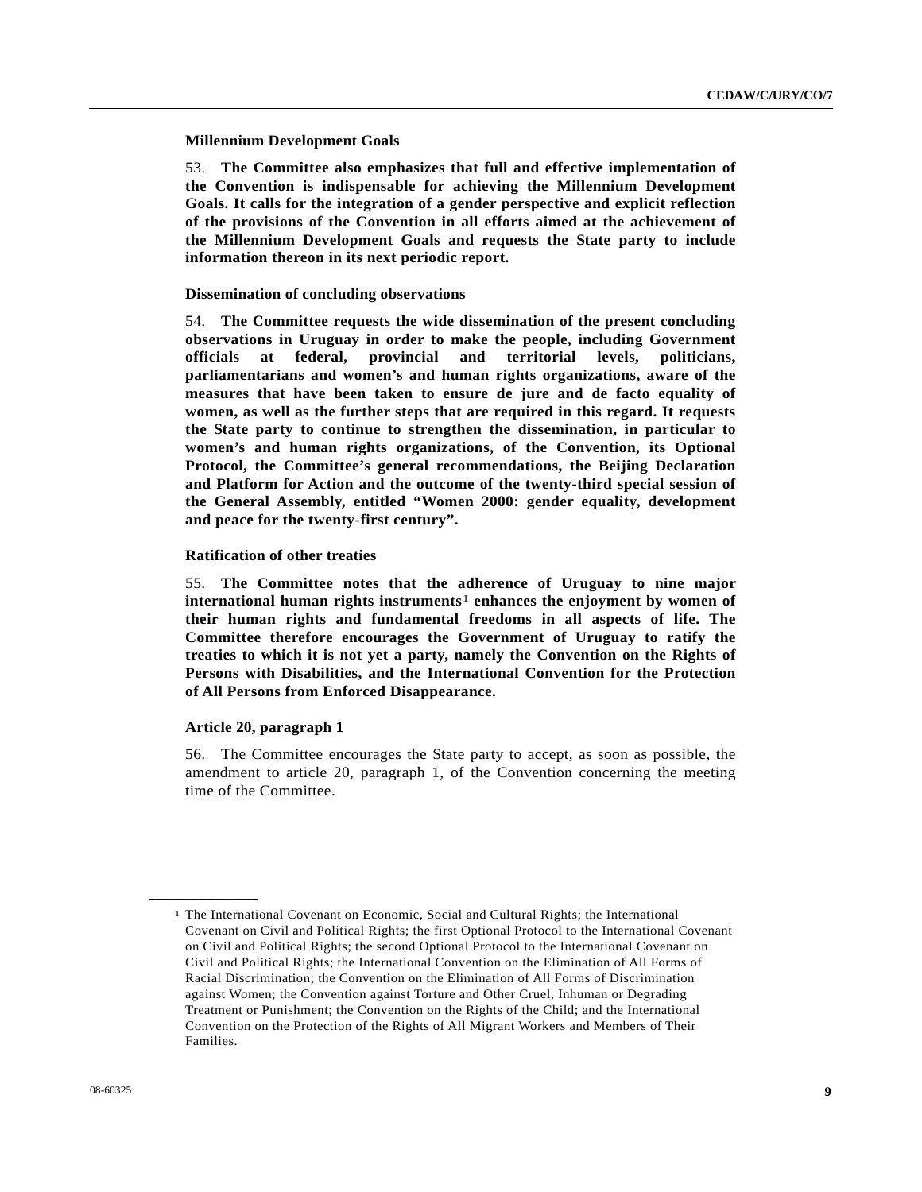### Millennium Development Goals

53. **The Committee also emphasizes that full and effective implementation of the Convention is indispensable for achieving the Millennium Development Goals. It calls for the integration of a gender perspective and explicit reflection of the provisions of the Convention in all efforts aimed at the achievement of the Millennium Development Goals and requests the State party to include information thereon in its next periodic report.**

### Dissemination of concluding observations

54. **The Committee requests the wide dissemination of the present concluding observations in Uruguay in order to make the people, including Government officials at federal, provincial and territorial levels, politicians, parliamentarians and women's and human rights organizations, aware of the measures that have been taken to ensure de jure and de facto equality of women, as well as the further steps that are required in this regard. It requests the State party to continue to strengthen the dissemination, in particular to women's and human rights organizations, of the Convention, its Optional Protocol, the Committee's general recommendations, the Beijing Declaration and Platform for Action and the outcome of the twenty-third special session of the General Assembly, entitled "Women 2000: gender equality, development and peace for the twenty-first century".**

### Ratification of other treaties

55. **The Committee notes that the adherence of Uruguay to nine major international human rights instruments[1] enhances the enjoyment by women of their human rights and fundamental freedoms in all aspects of life. The Committee therefore encourages the Government of Uruguay to ratify the treaties to which it is not yet a party, namely the Convention on the Rights of Persons with Disabilities, and the International Convention for the Protection of All Persons from Enforced Disappearance.**

### Article 20, paragraph 1

56. The Committee encourages the State party to accept, as soon as possible, the amendment to article 20, paragraph 1, of the Convention concerning the meeting time of the Committee.

---

[1] The International Covenant on Economic, Social and Cultural Rights; the International Covenant on Civil and Political Rights; the first Optional Protocol to the International Covenant on Civil and Political Rights; the second Optional Protocol to the International Covenant on Civil and Political Rights; the International Convention on the Elimination of All Forms of Racial Discrimination; the Convention on the Elimination of All Forms of Discrimination against Women; the Convention against Torture and Other Cruel, Inhuman or Degrading Treatment or Punishment; the Convention on the Rights of the Child; and the International Convention on the Protection of the Rights of All Migrant Workers and Members of Their Families.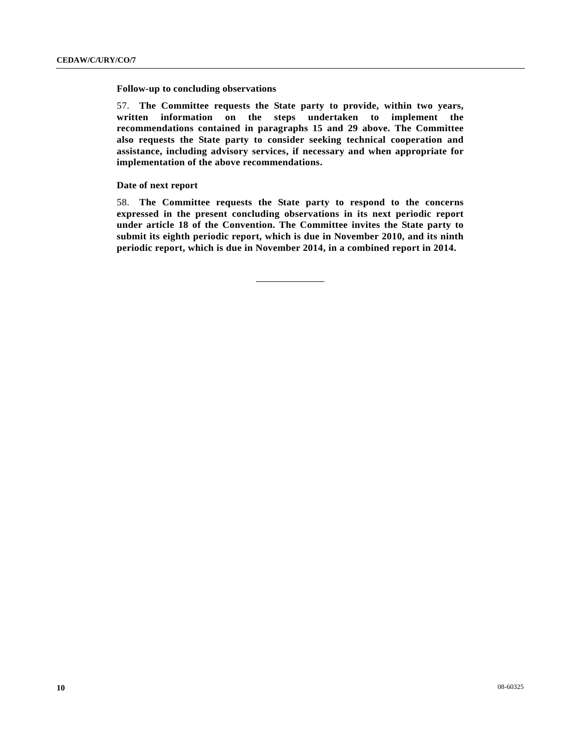**Follow-up to concluding observations**

57. **The Committee requests the State party to provide, within two years, written information on the steps undertaken to implement the recommendations contained in paragraphs 15 and 29 above. The Committee also requests the State party to consider seeking technical cooperation and assistance, including advisory services, if necessary and when appropriate for implementation of the above recommendations.**

**Date of next report**

58. **The Committee requests the State party to respond to the concerns expressed in the present concluding observations in its next periodic report under article 18 of the Convention. The Committee invites the State party to submit its eighth periodic report, which is due in November 2010, and its ninth periodic report, which is due in November 2014, in a combined report in 2014.**